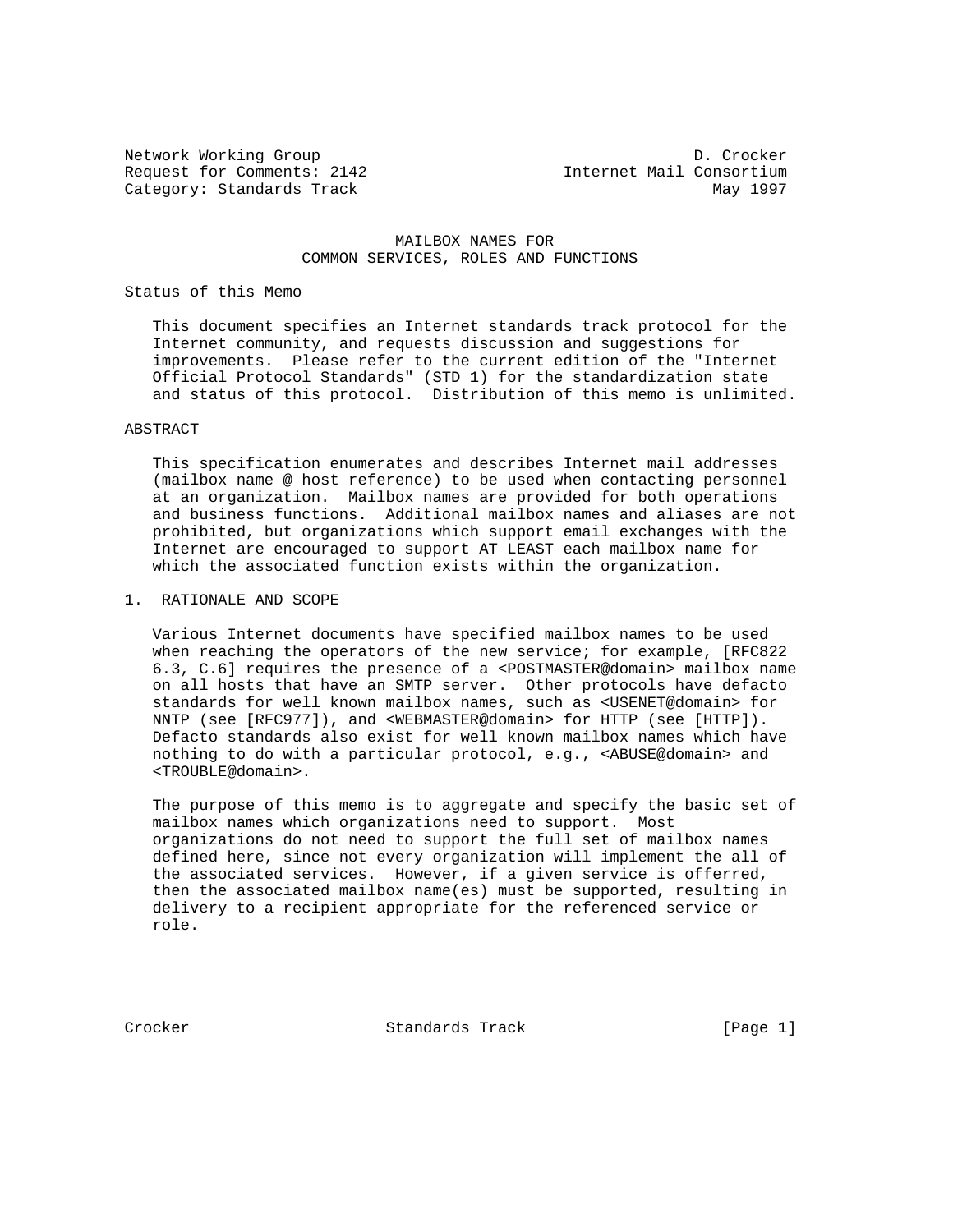Network Working Group D. Crocker
Request for Comments: 2142 Internet Mail Consortium
Category: Standards Track May 1997

# MAILBOX NAMES FOR COMMON SERVICES, ROLES AND FUNCTIONS

## Status of this Memo

This document specifies an Internet standards track protocol for the Internet community, and requests discussion and suggestions for improvements. Please refer to the current edition of the "Internet Official Protocol Standards" (STD 1) for the standardization state and status of this protocol. Distribution of this memo is unlimited.

## ABSTRACT

This specification enumerates and describes Internet mail addresses (mailbox name @ host reference) to be used when contacting personnel at an organization. Mailbox names are provided for both operations and business functions. Additional mailbox names and aliases are not prohibited, but organizations which support email exchanges with the Internet are encouraged to support AT LEAST each mailbox name for which the associated function exists within the organization.

## 1. RATIONALE AND SCOPE

Various Internet documents have specified mailbox names to be used when reaching the operators of the new service; for example, [RFC822 6.3, C.6] requires the presence of a <POSTMASTER@domain> mailbox name on all hosts that have an SMTP server. Other protocols have defacto standards for well known mailbox names, such as <USENET@domain> for NNTP (see [RFC977]), and <WEBMASTER@domain> for HTTP (see [HTTP]). Defacto standards also exist for well known mailbox names which have nothing to do with a particular protocol, e.g., <ABUSE@domain> and <TROUBLE@domain>.

The purpose of this memo is to aggregate and specify the basic set of mailbox names which organizations need to support. Most organizations do not need to support the full set of mailbox names defined here, since not every organization will implement the all of the associated services. However, if a given service is offerred, then the associated mailbox name(es) must be supported, resulting in delivery to a recipient appropriate for the referenced service or role.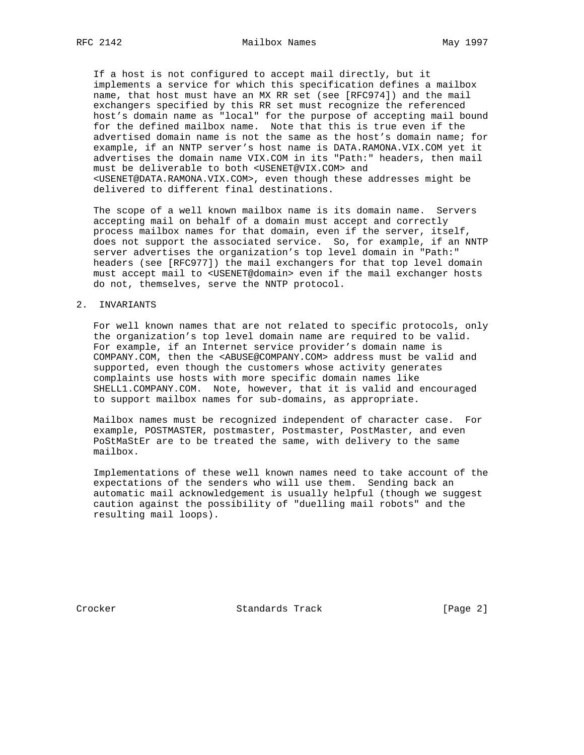If a host is not configured to accept mail directly, but it implements a service for which this specification defines a mailbox name, that host must have an MX RR set (see [RFC974]) and the mail exchangers specified by this RR set must recognize the referenced host's domain name as "local" for the purpose of accepting mail bound for the defined mailbox name. Note that this is true even if the advertised domain name is not the same as the host's domain name; for example, if an NNTP server's host name is DATA.RAMONA.VIX.COM yet it advertises the domain name VIX.COM in its "Path:" headers, then mail must be deliverable to both <USENET@VIX.COM> and <USENET@DATA.RAMONA.VIX.COM>, even though these addresses might be delivered to different final destinations.

The scope of a well known mailbox name is its domain name. Servers accepting mail on behalf of a domain must accept and correctly process mailbox names for that domain, even if the server, itself, does not support the associated service. So, for example, if an NNTP server advertises the organization's top level domain in "Path:" headers (see [RFC977]) the mail exchangers for that top level domain must accept mail to <USENET@domain> even if the mail exchanger hosts do not, themselves, serve the NNTP protocol.

## 2. INVARIANTS

For well known names that are not related to specific protocols, only the organization's top level domain name are required to be valid. For example, if an Internet service provider's domain name is COMPANY.COM, then the <ABUSE@COMPANY.COM> address must be valid and supported, even though the customers whose activity generates complaints use hosts with more specific domain names like SHELL1.COMPANY.COM. Note, however, that it is valid and encouraged to support mailbox names for sub-domains, as appropriate.

Mailbox names must be recognized independent of character case. For example, POSTMASTER, postmaster, Postmaster, PostMaster, and even PoStMaStEr are to be treated the same, with delivery to the same mailbox.

Implementations of these well known names need to take account of the expectations of the senders who will use them. Sending back an automatic mail acknowledgement is usually helpful (though we suggest caution against the possibility of "duelling mail robots" and the resulting mail loops).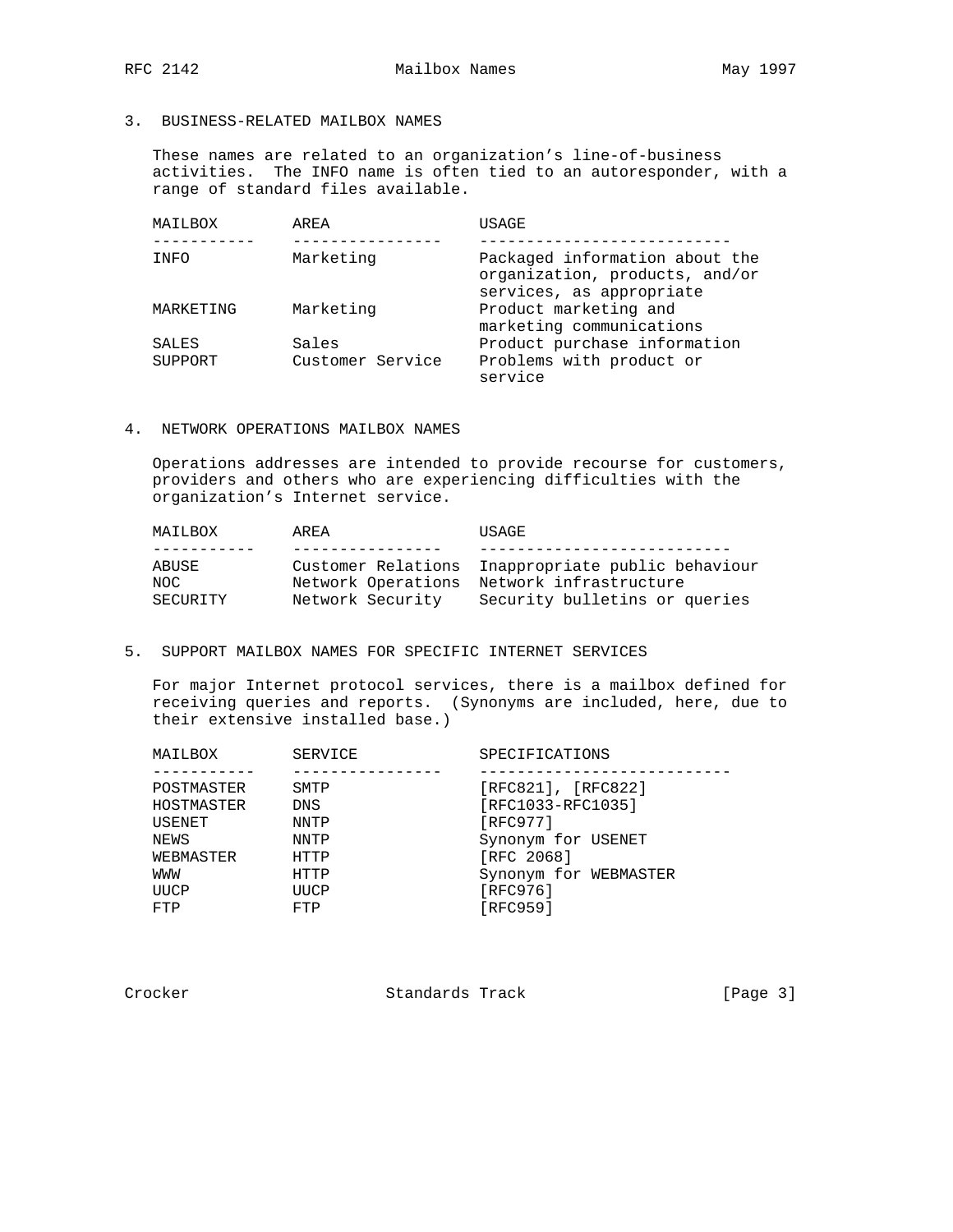## 3. BUSINESS-RELATED MAILBOX NAMES

These names are related to an organization's line-of-business activities. The INFO name is often tied to an autoresponder, with a range of standard files available.

| MAILBOX | AREA | USAGE |
|---|---|---|
| INFO | Marketing | Packaged information about the organization, products, and/or services, as appropriate |
| MARKETING | Marketing | Product marketing and marketing communications |
| SALES | Sales | Product purchase information |
| SUPPORT | Customer Service | Problems with product or service |

## 4. NETWORK OPERATIONS MAILBOX NAMES

Operations addresses are intended to provide recourse for customers, providers and others who are experiencing difficulties with the organization's Internet service.

| MAILBOX | AREA | USAGE |
|---|---|---|
| ABUSE | Customer Relations | Inappropriate public behaviour |
| NOC | Network Operations | Network infrastructure |
| SECURITY | Network Security | Security bulletins or queries |

## 5. SUPPORT MAILBOX NAMES FOR SPECIFIC INTERNET SERVICES

For major Internet protocol services, there is a mailbox defined for receiving queries and reports. (Synonyms are included, here, due to their extensive installed base.)

| MAILBOX | SERVICE | SPECIFICATIONS |
|---|---|---|
| POSTMASTER | SMTP | [RFC821], [RFC822] |
| HOSTMASTER | DNS | [RFC1033-RFC1035] |
| USENET | NNTP | [RFC977] |
| NEWS | NNTP | Synonym for USENET |
| WEBMASTER | HTTP | [RFC 2068] |
| WWW | HTTP | Synonym for WEBMASTER |
| UUCP | UUCP | [RFC976] |
| FTP | FTP | [RFC959] |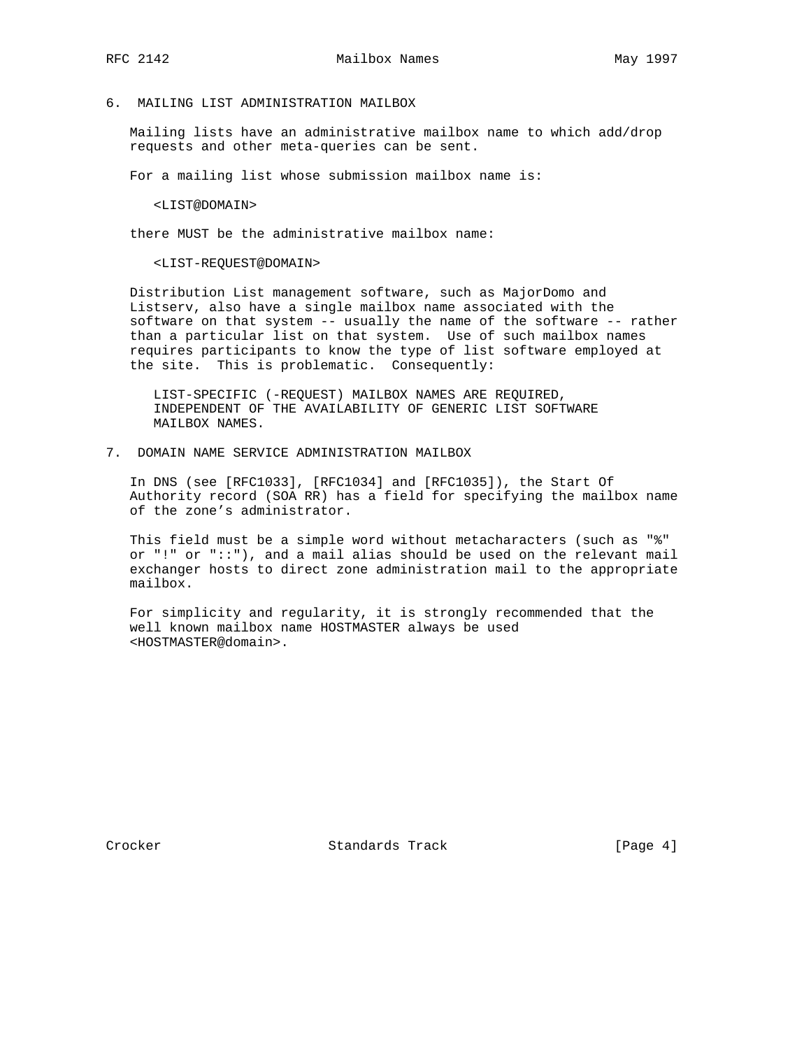## 6. MAILING LIST ADMINISTRATION MAILBOX

Mailing lists have an administrative mailbox name to which add/drop requests and other meta-queries can be sent.

For a mailing list whose submission mailbox name is:

<LIST@DOMAIN>

there MUST be the administrative mailbox name:

<LIST-REQUEST@DOMAIN>

Distribution List management software, such as MajorDomo and Listserv, also have a single mailbox name associated with the software on that system -- usually the name of the software -- rather than a particular list on that system. Use of such mailbox names requires participants to know the type of list software employed at the site. This is problematic. Consequently:

LIST-SPECIFIC (-REQUEST) MAILBOX NAMES ARE REQUIRED, INDEPENDENT OF THE AVAILABILITY OF GENERIC LIST SOFTWARE MAILBOX NAMES.

## 7. DOMAIN NAME SERVICE ADMINISTRATION MAILBOX

In DNS (see [RFC1033], [RFC1034] and [RFC1035]), the Start Of Authority record (SOA RR) has a field for specifying the mailbox name of the zone's administrator.

This field must be a simple word without metacharacters (such as "%" or "!" or "::"), and a mail alias should be used on the relevant mail exchanger hosts to direct zone administration mail to the appropriate mailbox.

For simplicity and regularity, it is strongly recommended that the well known mailbox name HOSTMASTER always be used <HOSTMASTER@domain>.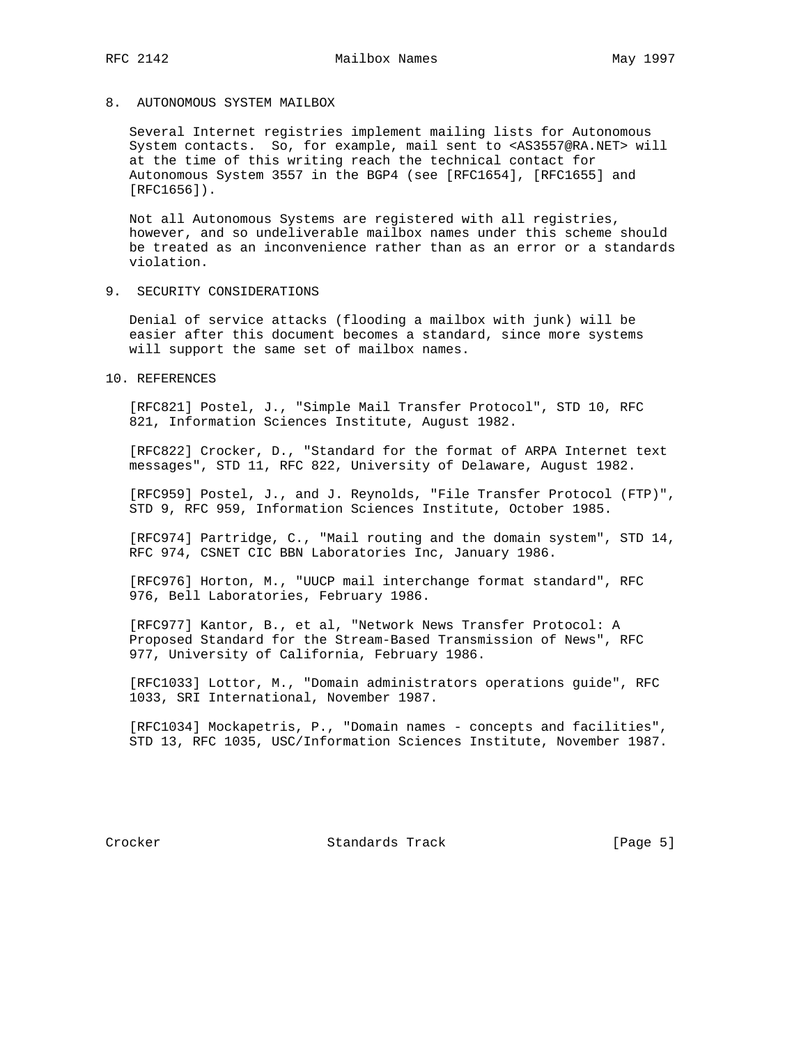## 8. AUTONOMOUS SYSTEM MAILBOX

Several Internet registries implement mailing lists for Autonomous System contacts. So, for example, mail sent to <AS3557@RA.NET> will at the time of this writing reach the technical contact for Autonomous System 3557 in the BGP4 (see [RFC1654], [RFC1655] and [RFC1656]).

Not all Autonomous Systems are registered with all registries, however, and so undeliverable mailbox names under this scheme should be treated as an inconvenience rather than as an error or a standards violation.

## 9. SECURITY CONSIDERATIONS

Denial of service attacks (flooding a mailbox with junk) will be easier after this document becomes a standard, since more systems will support the same set of mailbox names.

## 10. REFERENCES

[RFC821] Postel, J., "Simple Mail Transfer Protocol", STD 10, RFC 821, Information Sciences Institute, August 1982.

[RFC822] Crocker, D., "Standard for the format of ARPA Internet text messages", STD 11, RFC 822, University of Delaware, August 1982.

[RFC959] Postel, J., and J. Reynolds, "File Transfer Protocol (FTP)", STD 9, RFC 959, Information Sciences Institute, October 1985.

[RFC974] Partridge, C., "Mail routing and the domain system", STD 14, RFC 974, CSNET CIC BBN Laboratories Inc, January 1986.

[RFC976] Horton, M., "UUCP mail interchange format standard", RFC 976, Bell Laboratories, February 1986.

[RFC977] Kantor, B., et al, "Network News Transfer Protocol: A Proposed Standard for the Stream-Based Transmission of News", RFC 977, University of California, February 1986.

[RFC1033] Lottor, M., "Domain administrators operations guide", RFC 1033, SRI International, November 1987.

[RFC1034] Mockapetris, P., "Domain names - concepts and facilities", STD 13, RFC 1035, USC/Information Sciences Institute, November 1987.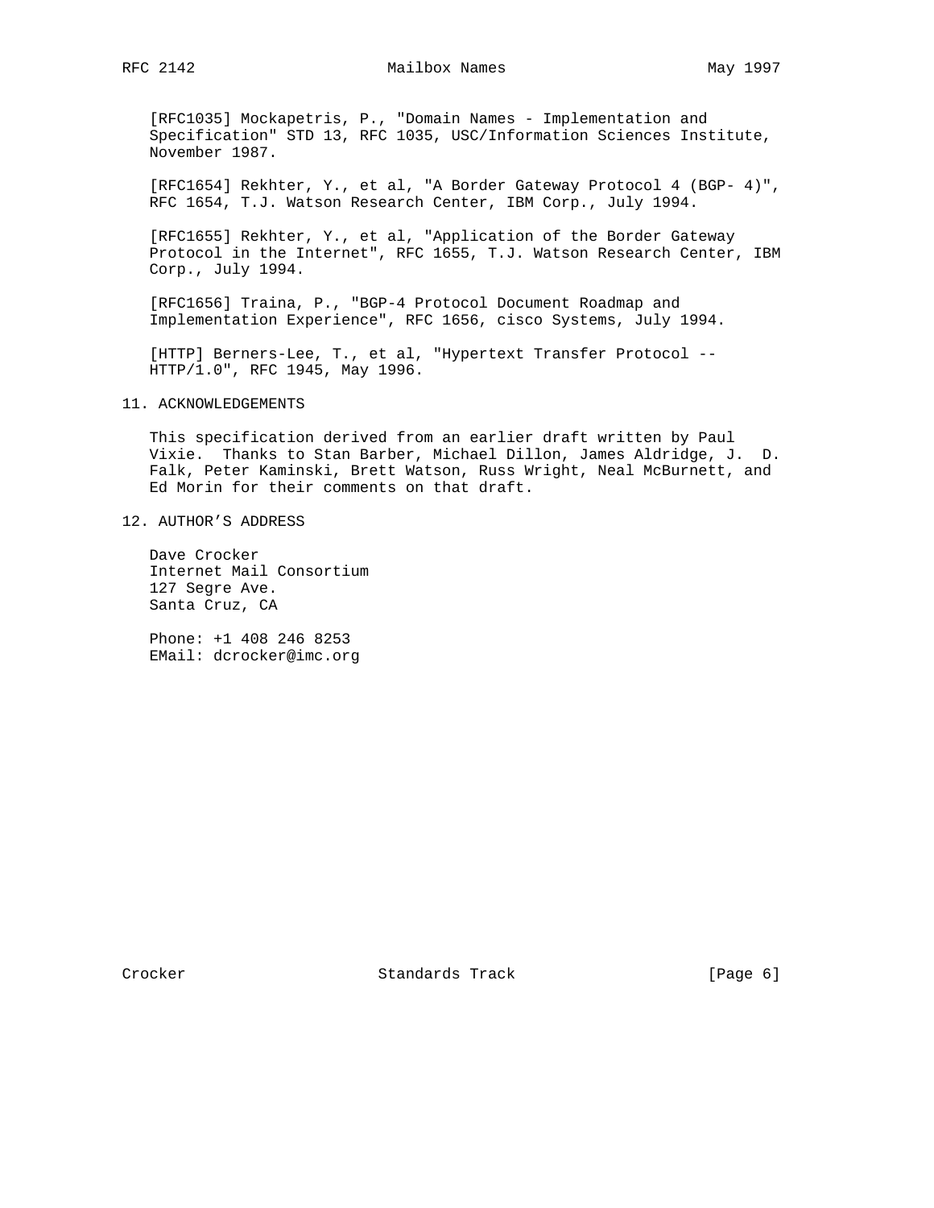[RFC1035] Mockapetris, P., "Domain Names - Implementation and Specification" STD 13, RFC 1035, USC/Information Sciences Institute, November 1987.

[RFC1654] Rekhter, Y., et al, "A Border Gateway Protocol 4 (BGP- 4)", RFC 1654, T.J. Watson Research Center, IBM Corp., July 1994.

[RFC1655] Rekhter, Y., et al, "Application of the Border Gateway Protocol in the Internet", RFC 1655, T.J. Watson Research Center, IBM Corp., July 1994.

[RFC1656] Traina, P., "BGP-4 Protocol Document Roadmap and Implementation Experience", RFC 1656, cisco Systems, July 1994.

[HTTP] Berners-Lee, T., et al, "Hypertext Transfer Protocol -- HTTP/1.0", RFC 1945, May 1996.

## 11. ACKNOWLEDGEMENTS

This specification derived from an earlier draft written by Paul Vixie. Thanks to Stan Barber, Michael Dillon, James Aldridge, J. D. Falk, Peter Kaminski, Brett Watson, Russ Wright, Neal McBurnett, and Ed Morin for their comments on that draft.

## 12. AUTHOR'S ADDRESS

Dave Crocker
Internet Mail Consortium
127 Segre Ave.
Santa Cruz, CA

Phone: +1 408 246 8253
EMail: dcrocker@imc.org